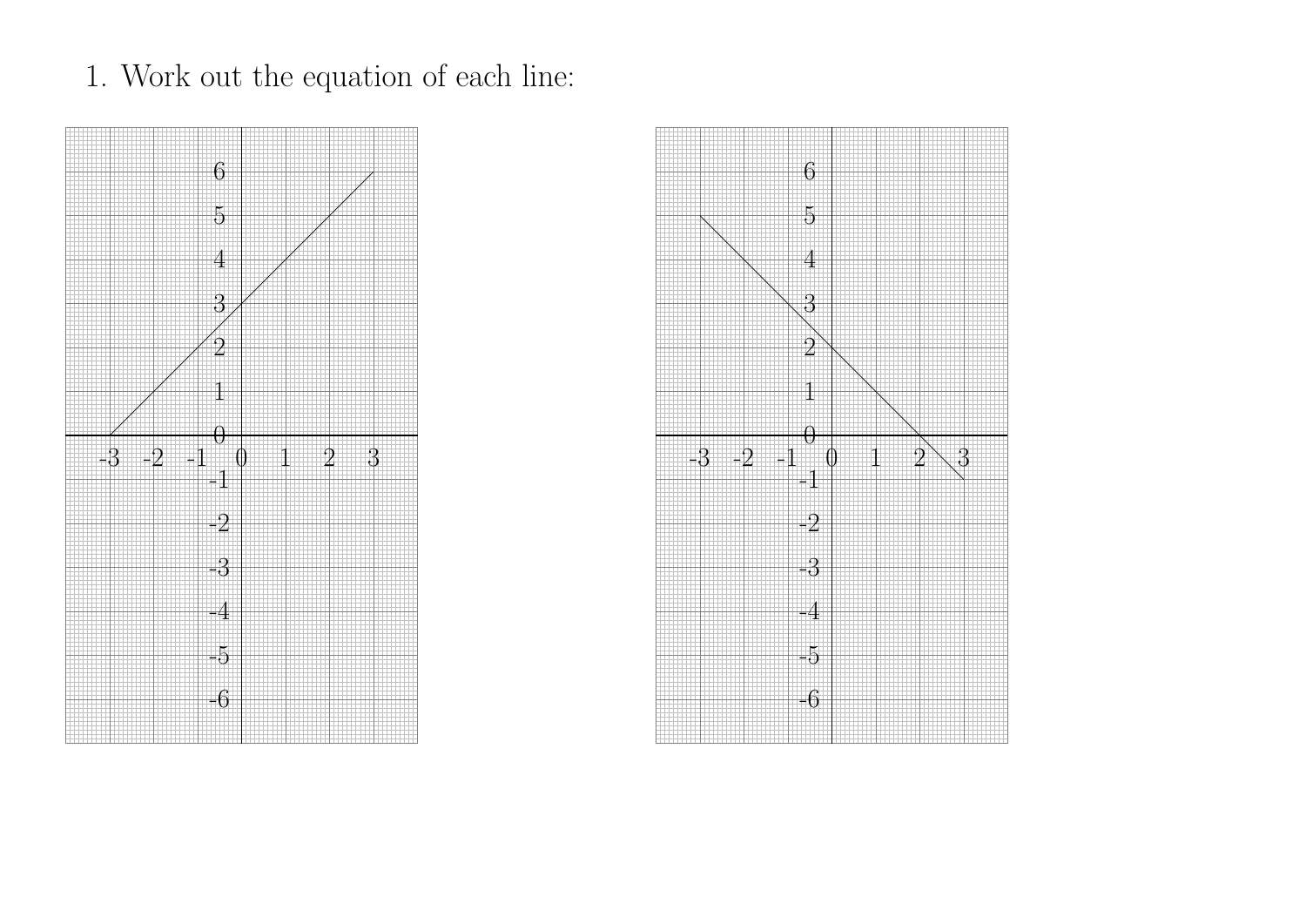1. Work out the equation of each line:

6
5
4
3
2
1
0
-1
-2
-3
-4
-5
-6
-3 -2 -1 0 1 2 3

6
5
4
3
2
1
0
-1
-2
-3
-4
-5
-6
-3 -2 -1 0 1 2 3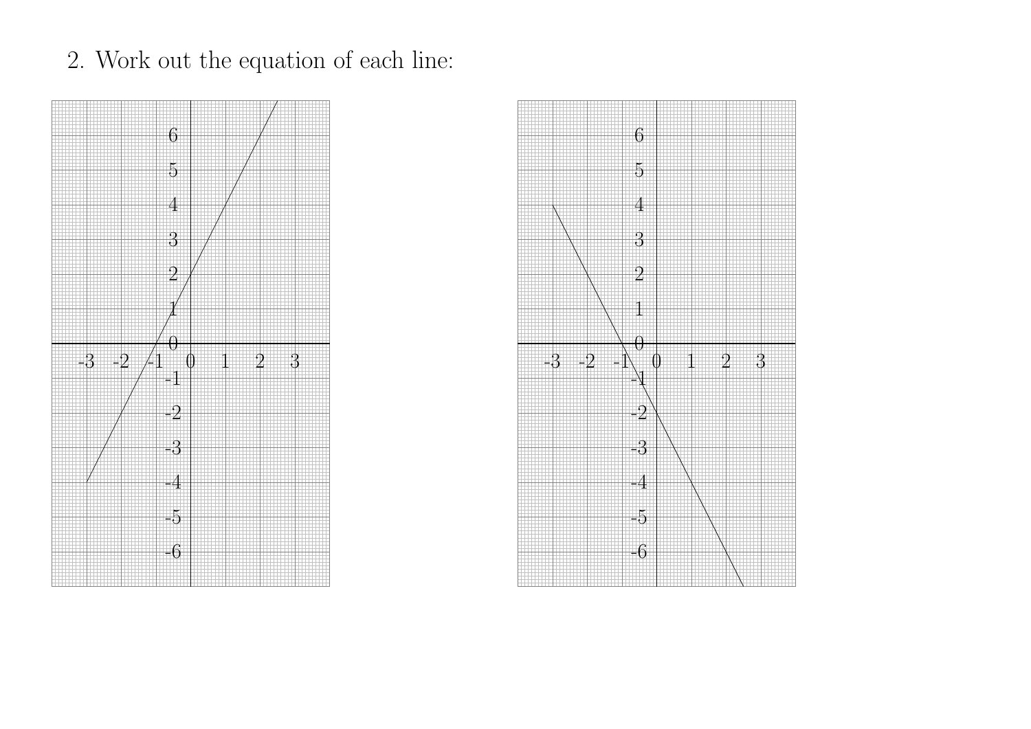2. Work out the equation of each line:

6
5
4
3
2
1
0
-3 -2 -1 0 1 2 3
-1
-2
-3
-4
-5
-6

6
5
4
3
2
1
0
-3 -2 -1 0 1 2 3
-1
-2
-3
-4
-5
-6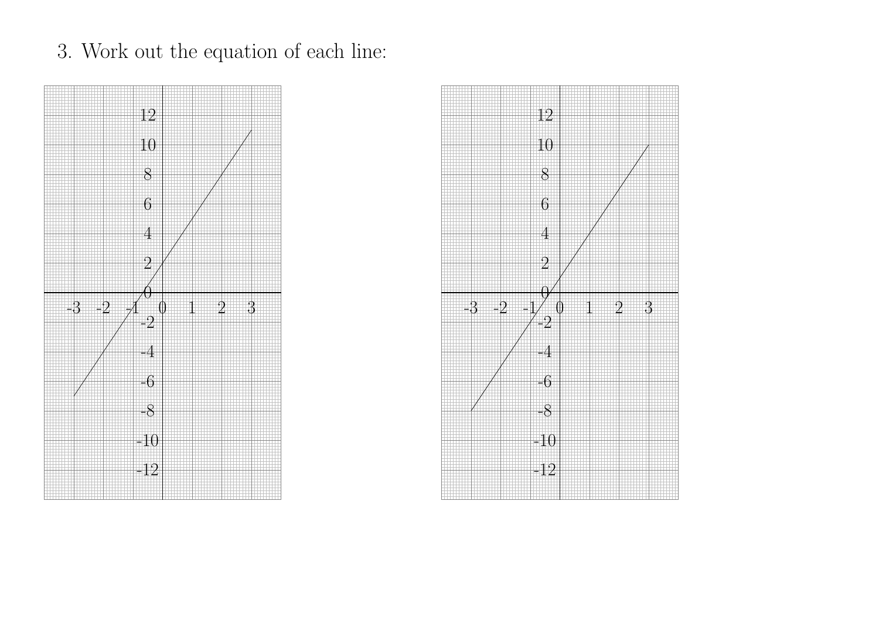3. Work out the equation of each line:

12
10
8
6
4
2
0
-3 -2 -1 0 1 2 3
-2
-4
-6
-8
-10
-12

12
10
8
6
4
2
0
-3 -2 -1 0 1 2 3
-2
-4
-6
-8
-10
-12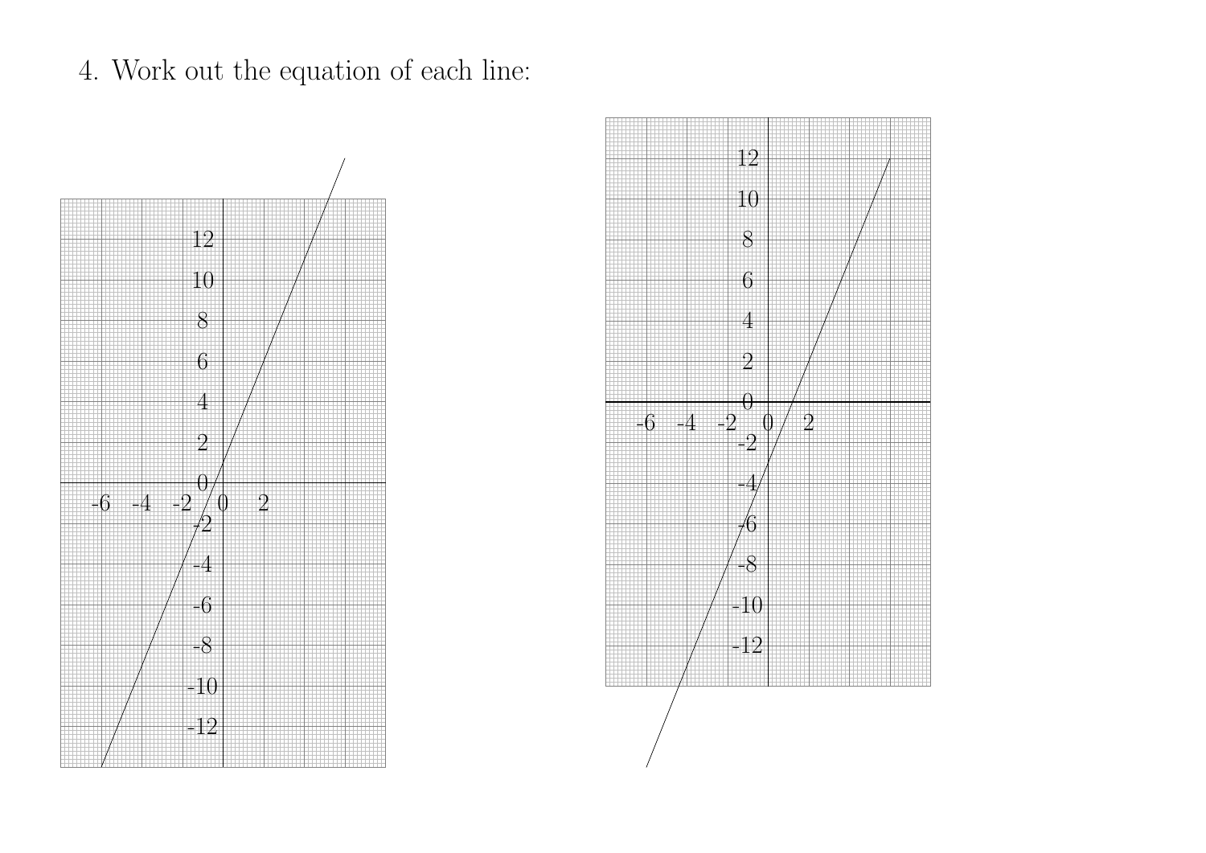4. Work out the equation of each line:

12
10
8
6
4
2
0
-2
-4
-6
-8
-10
-12
-6 -4 -2 0 2

12
10
8
6
4
2
0
-2
-4
-6
-8
-10
-12
-6 -4 -2 0 2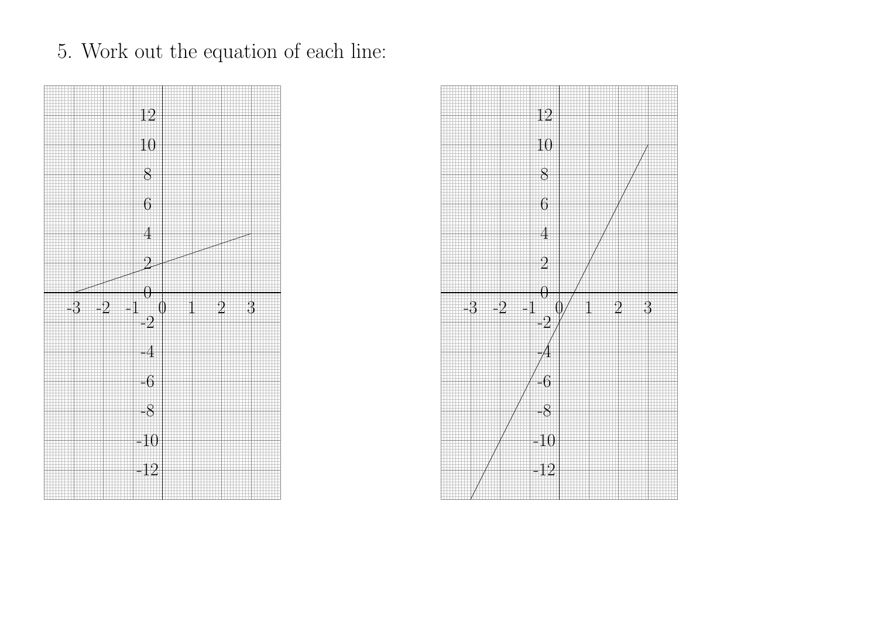5. Work out the equation of each line:

12
10
8
6
4
2
0
-3 -2 -1 0 1 2 3
-2
-4
-6
-8
-10
-12

12
10
8
6
4
2
0
-3 -2 -1 0 1 2 3
-2
-4
-6
-8
-10
-12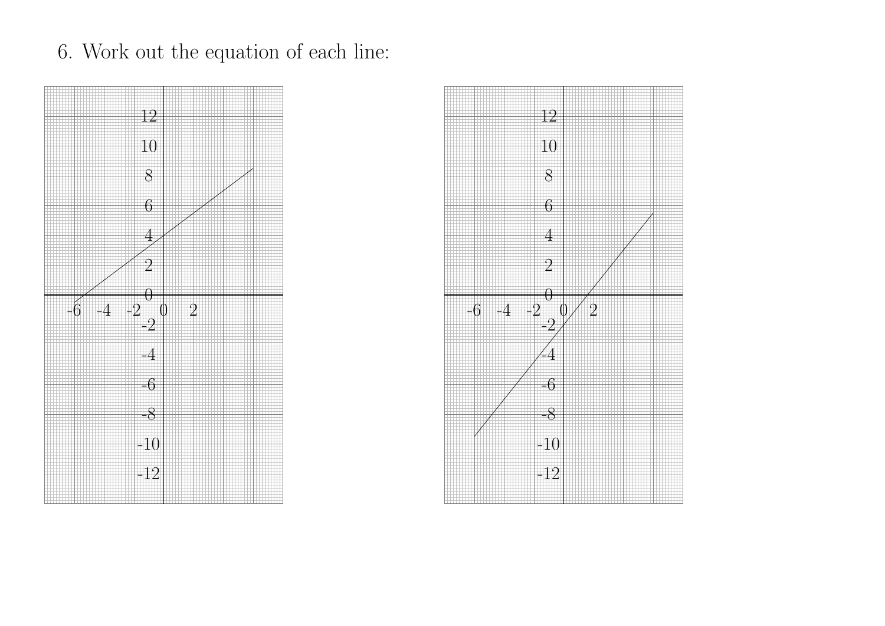6. Work out the equation of each line:

12
10
8
6
4
2
0
-6 -4 -2 0 2
-2
-4
-6
-8
-10
-12

12
10
8
6
4
2
0
-6 -4 -2 0 2
-2
-4
-6
-8
-10
-12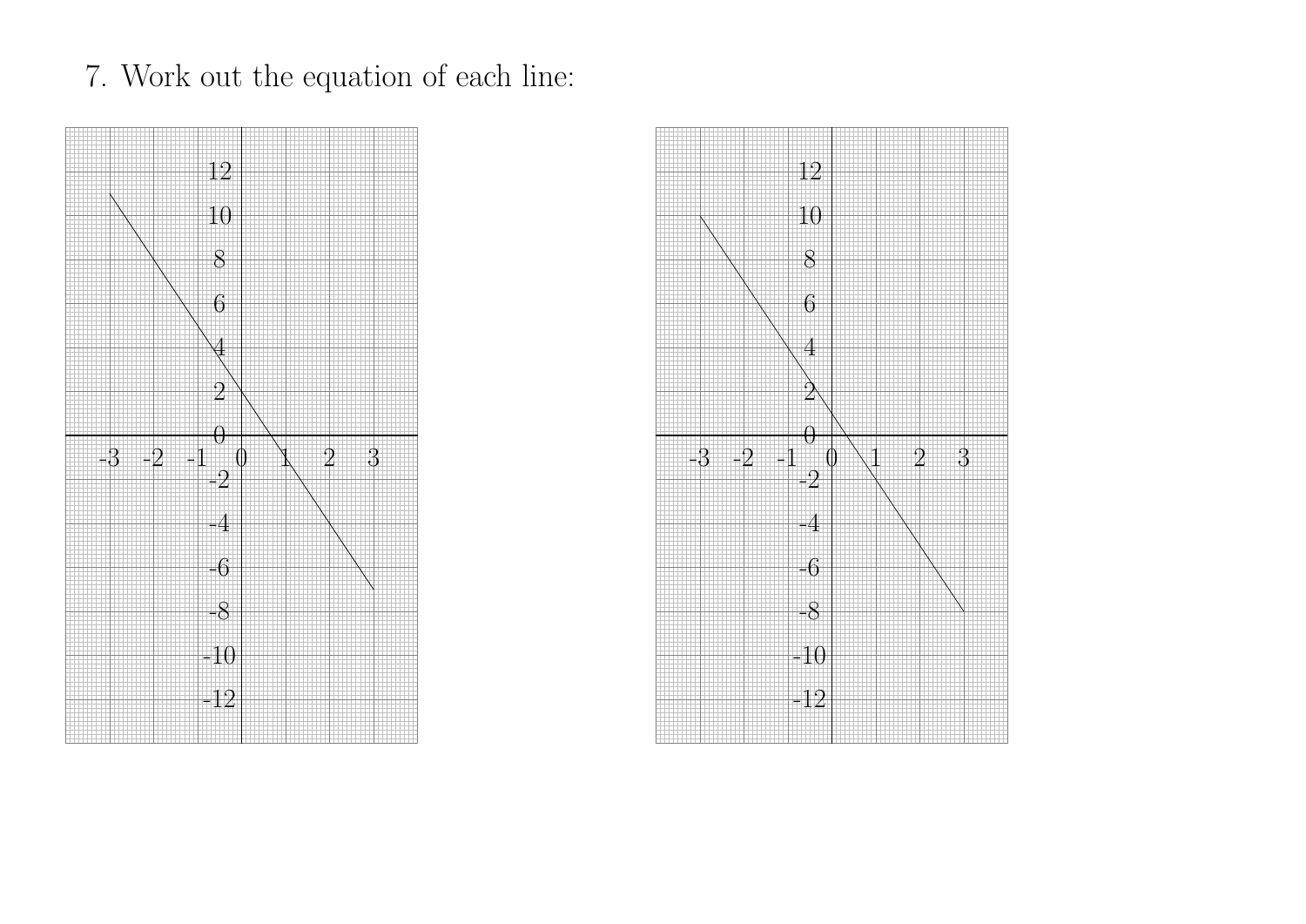7. Work out the equation of each line:

12
10
8
6
4
2
0
-3 -2 -1 0 1 2 3
-2
-4
-6
-8
-10
-12

12
10
8
6
4
2
0
-3 -2 -1 0 1 2 3
-2
-4
-6
-8
-10
-12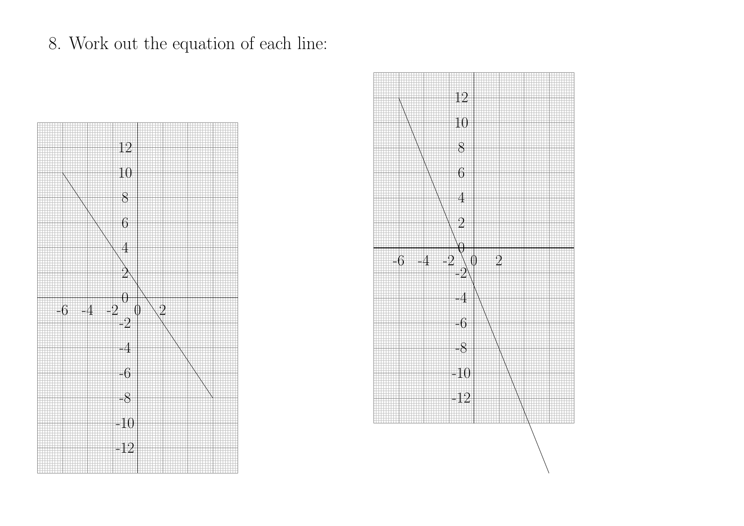8. Work out the equation of each line:

12
10
8
6
4
2
0
-6 -4 -2 0 2
-2
-4
-6
-8
-10
-12

12
10
8
6
4
2
0
-6 -4 -2 0 2
-2
-4
-6
-8
-10
-12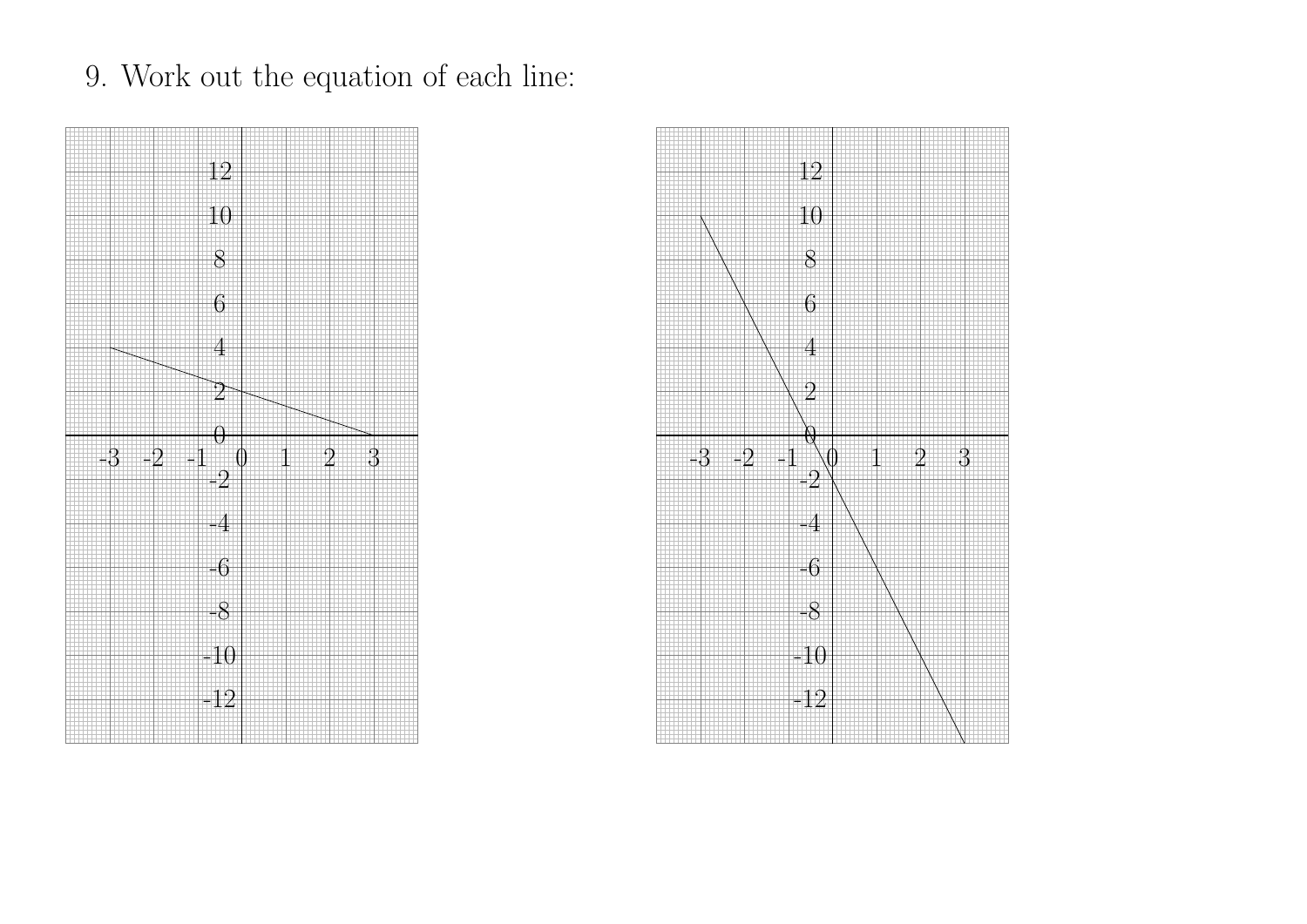9. Work out the equation of each line:

12
10
8
6
4
2
0
-3 -2 -1 0 1 2 3
-2
-4
-6
-8
-10
-12

12
10
8
6
4
2
0
-3 -2 -1 0 1 2 3
-2
-4
-6
-8
-10
-12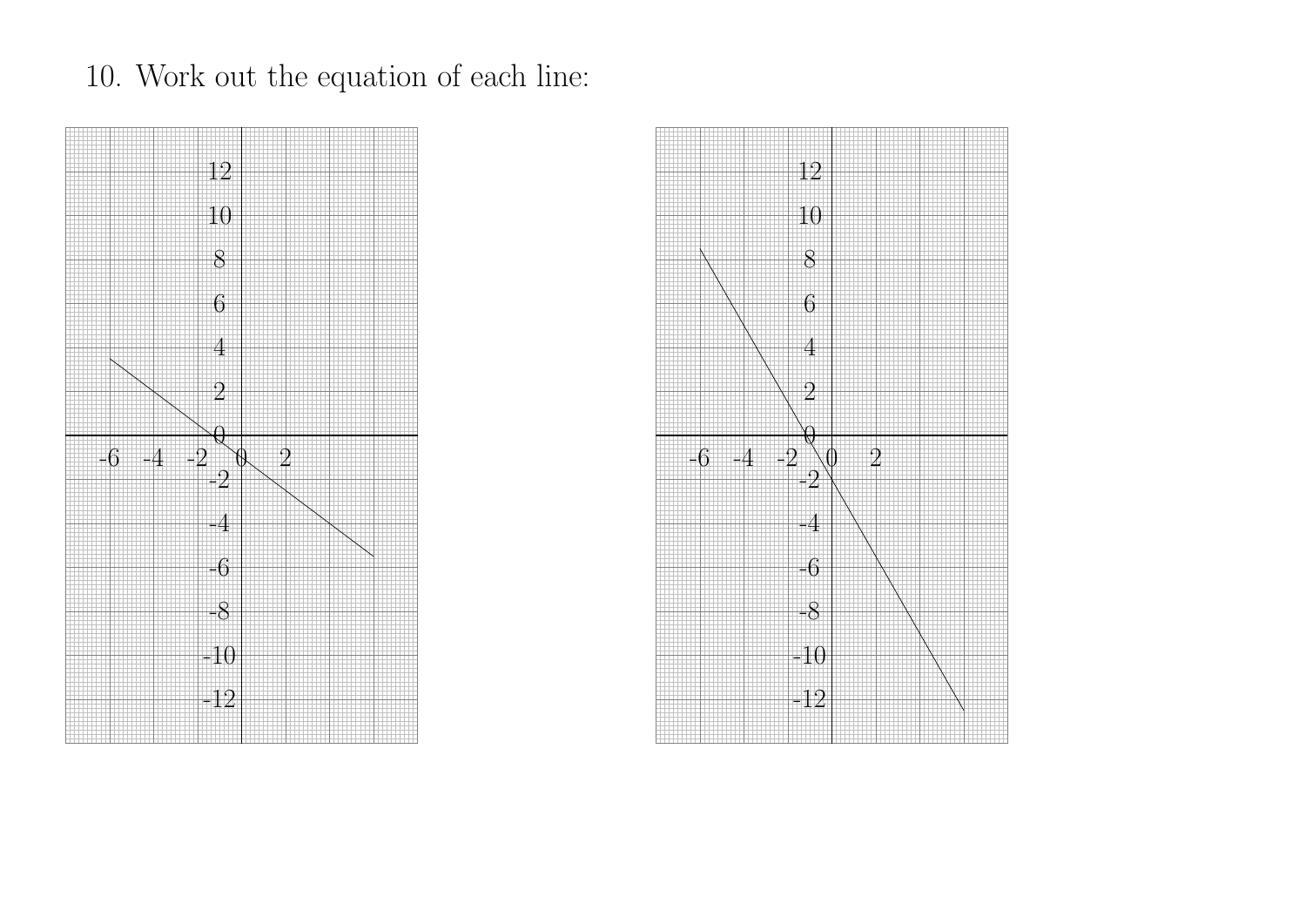10. Work out the equation of each line:

12
10
8
6
4
2
0
-6 -4 -2 0 2
-2
-4
-6
-8
-10
-12

12
10
8
6
4
2
0
-6 -4 -2 0 2
-2
-4
-6
-8
-10
-12